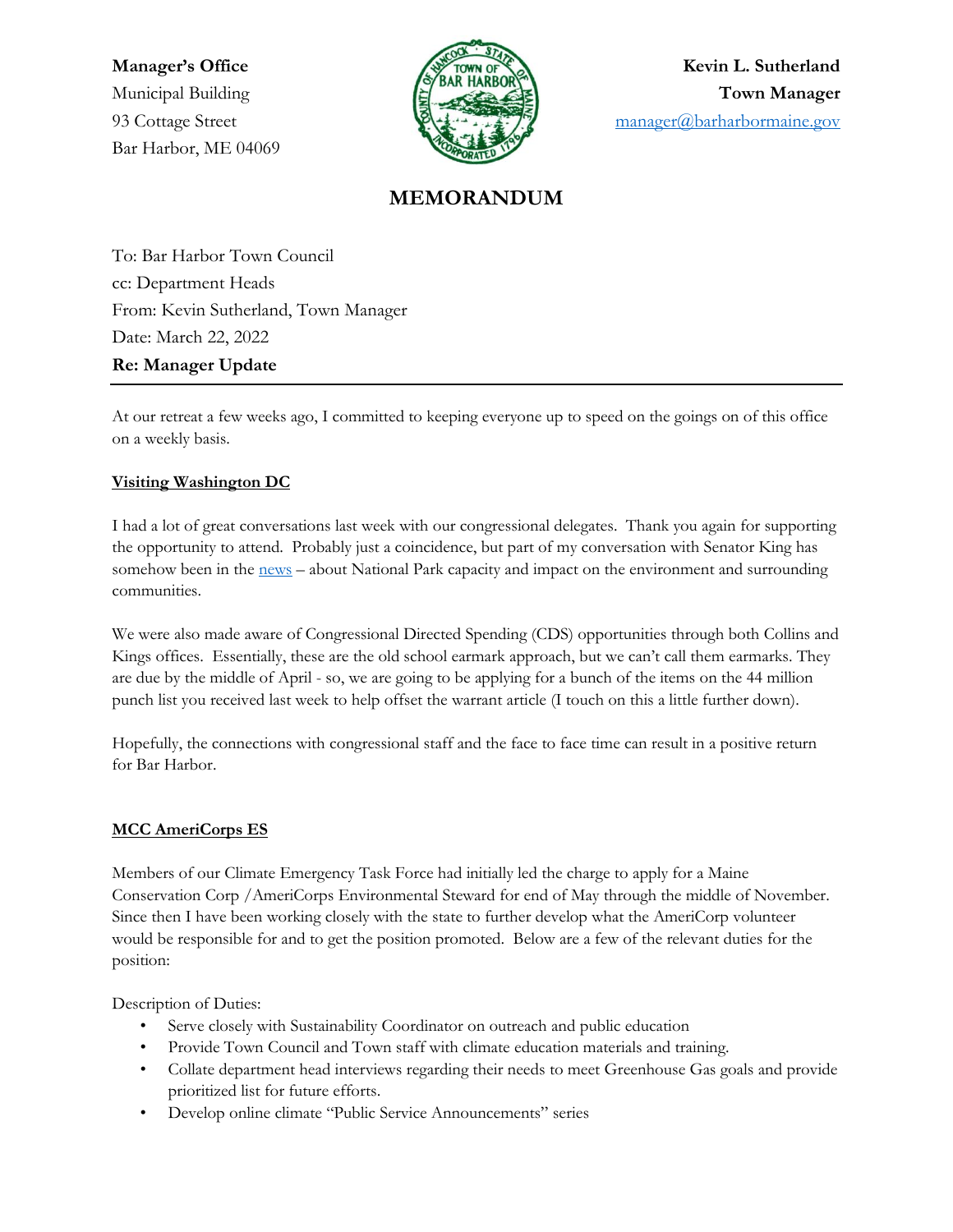**Manager's Office**
Municipal Building
93 Cottage Street
Bar Harbor, ME 04069

**Kevin L. Sutherland**
**Town Manager**
manager@barharbormaine.gov

# MEMORANDUM

To: Bar Harbor Town Council
cc: Department Heads
From: Kevin Sutherland, Town Manager
Date: March 22, 2022
**Re: Manager Update**

---

At our retreat a few weeks ago, I committed to keeping everyone up to speed on the goings on of this office on a weekly basis.

**Visiting Washington DC**

I had a lot of great conversations last week with our congressional delegates. Thank you again for supporting the opportunity to attend. Probably just a coincidence, but part of my conversation with Senator King has somehow been in the news – about National Park capacity and impact on the environment and surrounding communities.

We were also made aware of Congressional Directed Spending (CDS) opportunities through both Collins and Kings offices. Essentially, these are the old school earmark approach, but we can't call them earmarks. They are due by the middle of April - so, we are going to be applying for a bunch of the items on the 44 million punch list you received last week to help offset the warrant article (I touch on this a little further down).

Hopefully, the connections with congressional staff and the face to face time can result in a positive return for Bar Harbor.

**MCC AmeriCorps ES**

Members of our Climate Emergency Task Force had initially led the charge to apply for a Maine Conservation Corp /AmeriCorps Environmental Steward for end of May through the middle of November. Since then I have been working closely with the state to further develop what the AmeriCorp volunteer would be responsible for and to get the position promoted. Below are a few of the relevant duties for the position:

Description of Duties:

- Serve closely with Sustainability Coordinator on outreach and public education
- Provide Town Council and Town staff with climate education materials and training.
- Collate department head interviews regarding their needs to meet Greenhouse Gas goals and provide prioritized list for future efforts.
- Develop online climate "Public Service Announcements" series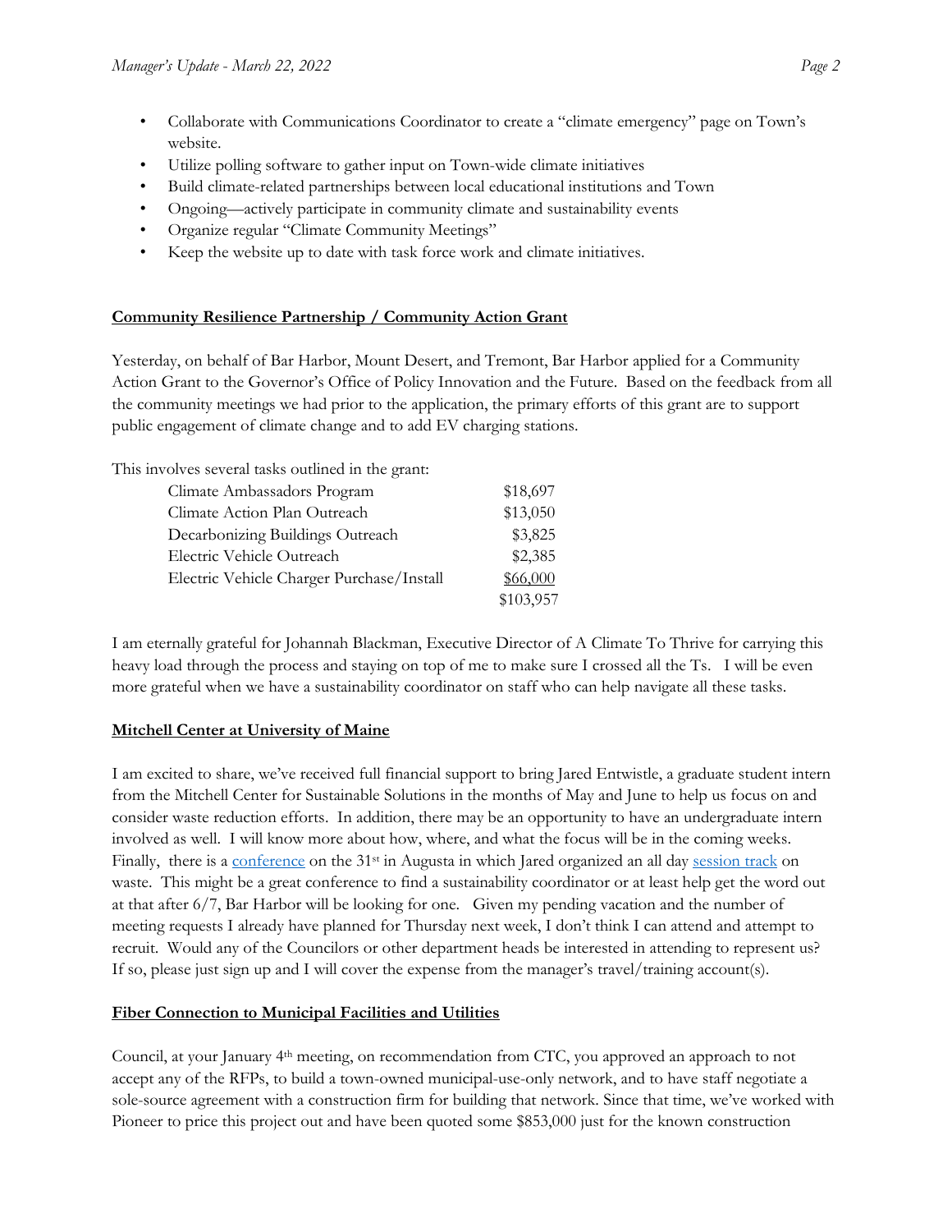- Collaborate with Communications Coordinator to create a "climate emergency" page on Town's website.
- Utilize polling software to gather input on Town-wide climate initiatives
- Build climate-related partnerships between local educational institutions and Town
- Ongoing—actively participate in community climate and sustainability events
- Organize regular "Climate Community Meetings"
- Keep the website up to date with task force work and climate initiatives.

**Community Resilience Partnership / Community Action Grant**

Yesterday, on behalf of Bar Harbor, Mount Desert, and Tremont, Bar Harbor applied for a Community Action Grant to the Governor's Office of Policy Innovation and the Future. Based on the feedback from all the community meetings we had prior to the application, the primary efforts of this grant are to support public engagement of climate change and to add EV charging stations.

This involves several tasks outlined in the grant:

| Task | Amount |
|---|---|
| Climate Ambassadors Program | $18,697 |
| Climate Action Plan Outreach | $13,050 |
| Decarbonizing Buildings Outreach | $3,825 |
| Electric Vehicle Outreach | $2,385 |
| Electric Vehicle Charger Purchase/Install | $66,000 |
| | $103,957 |

I am eternally grateful for Johannah Blackman, Executive Director of A Climate To Thrive for carrying this heavy load through the process and staying on top of me to make sure I crossed all the Ts. I will be even more grateful when we have a sustainability coordinator on staff who can help navigate all these tasks.

**Mitchell Center at University of Maine**

I am excited to share, we've received full financial support to bring Jared Entwistle, a graduate student intern from the Mitchell Center for Sustainable Solutions in the months of May and June to help us focus on and consider waste reduction efforts. In addition, there may be an opportunity to have an undergraduate intern involved as well. I will know more about how, where, and what the focus will be in the coming weeks. Finally, there is a conference on the 31st in Augusta in which Jared organized an all day session track on waste. This might be a great conference to find a sustainability coordinator or at least help get the word out at that after 6/7, Bar Harbor will be looking for one. Given my pending vacation and the number of meeting requests I already have planned for Thursday next week, I don't think I can attend and attempt to recruit. Would any of the Councilors or other department heads be interested in attending to represent us? If so, please just sign up and I will cover the expense from the manager's travel/training account(s).

**Fiber Connection to Municipal Facilities and Utilities**

Council, at your January 4th meeting, on recommendation from CTC, you approved an approach to not accept any of the RFPs, to build a town-owned municipal-use-only network, and to have staff negotiate a sole-source agreement with a construction firm for building that network. Since that time, we've worked with Pioneer to price this project out and have been quoted some $853,000 just for the known construction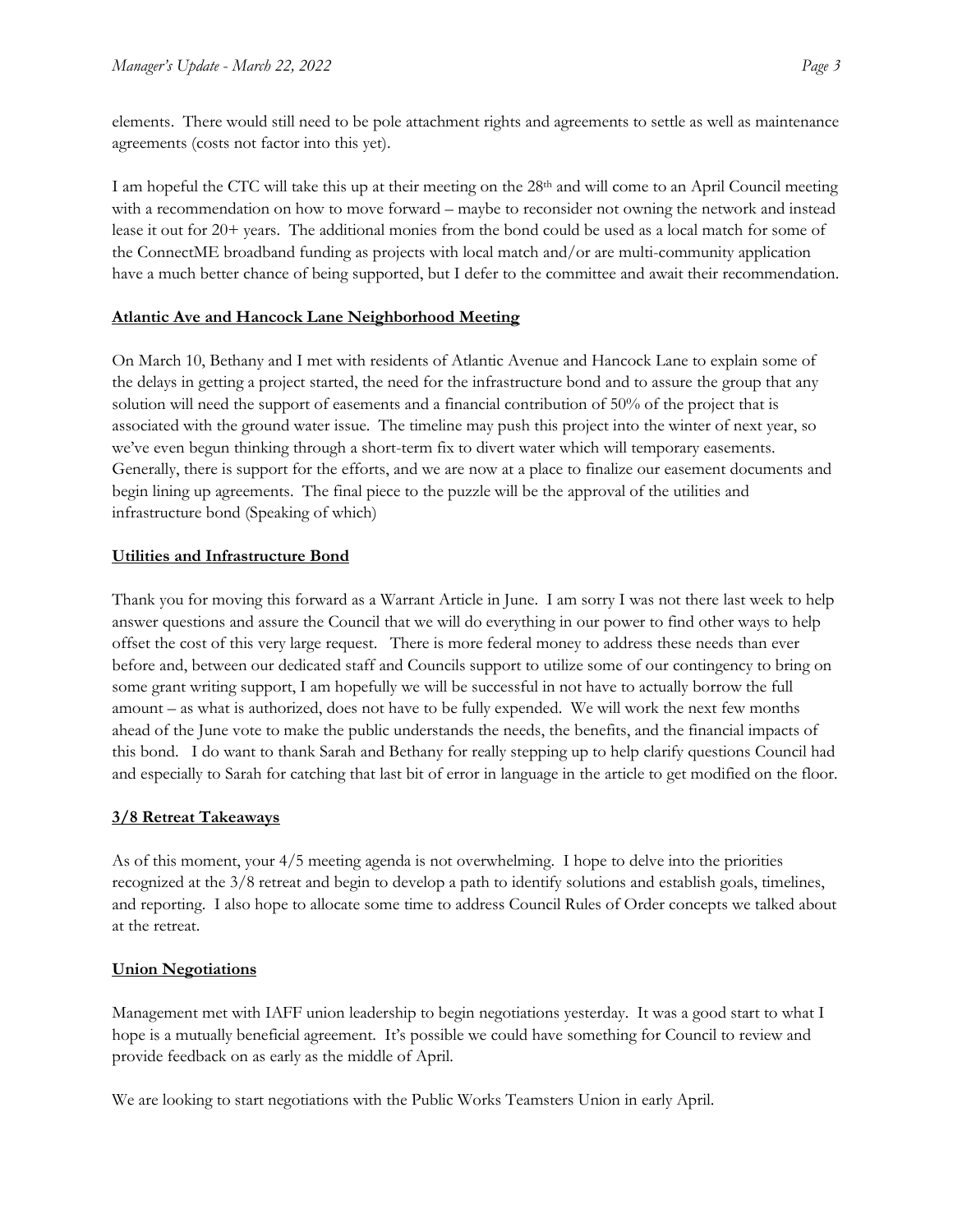elements. There would still need to be pole attachment rights and agreements to settle as well as maintenance agreements (costs not factor into this yet).

I am hopeful the CTC will take this up at their meeting on the 28th and will come to an April Council meeting with a recommendation on how to move forward – maybe to reconsider not owning the network and instead lease it out for 20+ years. The additional monies from the bond could be used as a local match for some of the ConnectME broadband funding as projects with local match and/or are multi-community application have a much better chance of being supported, but I defer to the committee and await their recommendation.

**Atlantic Ave and Hancock Lane Neighborhood Meeting**

On March 10, Bethany and I met with residents of Atlantic Avenue and Hancock Lane to explain some of the delays in getting a project started, the need for the infrastructure bond and to assure the group that any solution will need the support of easements and a financial contribution of 50% of the project that is associated with the ground water issue. The timeline may push this project into the winter of next year, so we've even begun thinking through a short-term fix to divert water which will temporary easements. Generally, there is support for the efforts, and we are now at a place to finalize our easement documents and begin lining up agreements. The final piece to the puzzle will be the approval of the utilities and infrastructure bond (Speaking of which)

**Utilities and Infrastructure Bond**

Thank you for moving this forward as a Warrant Article in June. I am sorry I was not there last week to help answer questions and assure the Council that we will do everything in our power to find other ways to help offset the cost of this very large request. There is more federal money to address these needs than ever before and, between our dedicated staff and Councils support to utilize some of our contingency to bring on some grant writing support, I am hopefully we will be successful in not have to actually borrow the full amount – as what is authorized, does not have to be fully expended. We will work the next few months ahead of the June vote to make the public understands the needs, the benefits, and the financial impacts of this bond. I do want to thank Sarah and Bethany for really stepping up to help clarify questions Council had and especially to Sarah for catching that last bit of error in language in the article to get modified on the floor.

**3/8 Retreat Takeaways**

As of this moment, your 4/5 meeting agenda is not overwhelming. I hope to delve into the priorities recognized at the 3/8 retreat and begin to develop a path to identify solutions and establish goals, timelines, and reporting. I also hope to allocate some time to address Council Rules of Order concepts we talked about at the retreat.

**Union Negotiations**

Management met with IAFF union leadership to begin negotiations yesterday. It was a good start to what I hope is a mutually beneficial agreement. It's possible we could have something for Council to review and provide feedback on as early as the middle of April.

We are looking to start negotiations with the Public Works Teamsters Union in early April.